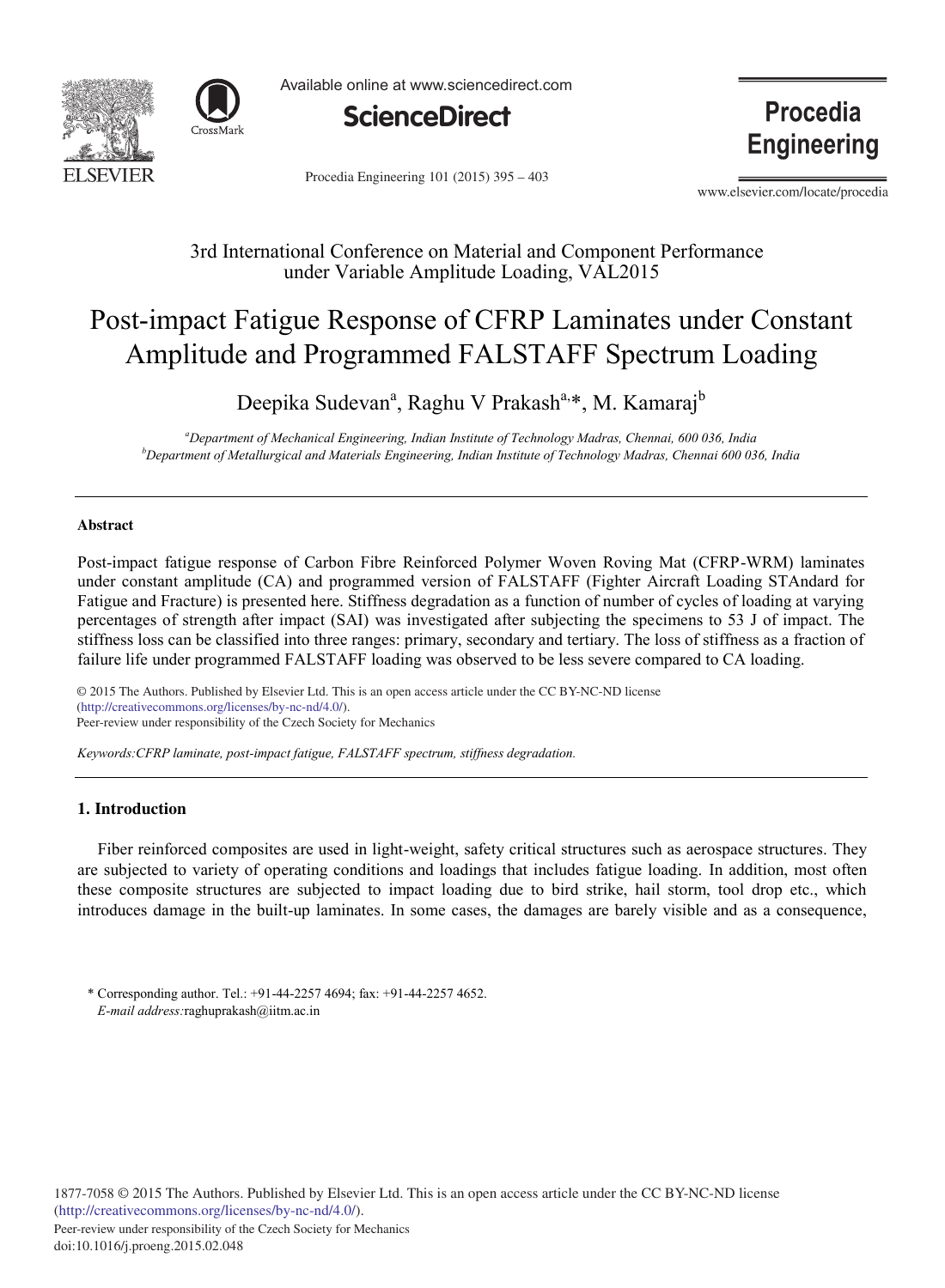3rd International Conference on Material and Component Performance under Variable Amplitude Loading, VAL2015

# Post-impact Fatigue Response of CFRP Laminates under Constant Amplitude and Programmed FALSTAFF Spectrum Loading

Deepika Sudevan[a], Raghu V Prakash[a,*], M. Kamaraj[b]

[a]*Department of Mechanical Engineering, Indian Institute of Technology Madras, Chennai, 600 036, India*
[b]*Department of Metallurgical and Materials Engineering, Indian Institute of Technology Madras, Chennai 600 036, India*

---

### Abstract

Post-impact fatigue response of Carbon Fibre Reinforced Polymer Woven Roving Mat (CFRP-WRM) laminates under constant amplitude (CA) and programmed version of FALSTAFF (Fighter Aircraft Loading STAndard for Fatigue and Fracture) is presented here. Stiffness degradation as a function of number of cycles of loading at varying percentages of strength after impact (SAI) was investigated after subjecting the specimens to 53 J of impact. The stiffness loss can be classified into three ranges: primary, secondary and tertiary. The loss of stiffness as a fraction of failure life under programmed FALSTAFF loading was observed to be less severe compared to CA loading.

© 2015 The Authors. Published by Elsevier Ltd. This is an open access article under the CC BY-NC-ND license (http://creativecommons.org/licenses/by-nc-nd/4.0/).
Peer-review under responsibility of the Czech Society for Mechanics

*Keywords:CFRP laminate, post-impact fatigue, FALSTAFF spectrum, stiffness degradation.*

---

## 1. Introduction

Fiber reinforced composites are used in light-weight, safety critical structures such as aerospace structures. They are subjected to variety of operating conditions and loadings that includes fatigue loading. In addition, most often these composite structures are subjected to impact loading due to bird strike, hail storm, tool drop etc., which introduces damage in the built-up laminates. In some cases, the damages are barely visible and as a consequence,

\* Corresponding author. Tel.: +91-44-2257 4694; fax: +91-44-2257 4652.
*E-mail address:*raghuprakash@iitm.ac.in

1877-7058 © 2015 The Authors. Published by Elsevier Ltd. This is an open access article under the CC BY-NC-ND license (http://creativecommons.org/licenses/by-nc-nd/4.0/).
Peer-review under responsibility of the Czech Society for Mechanics
doi:10.1016/j.proeng.2015.02.048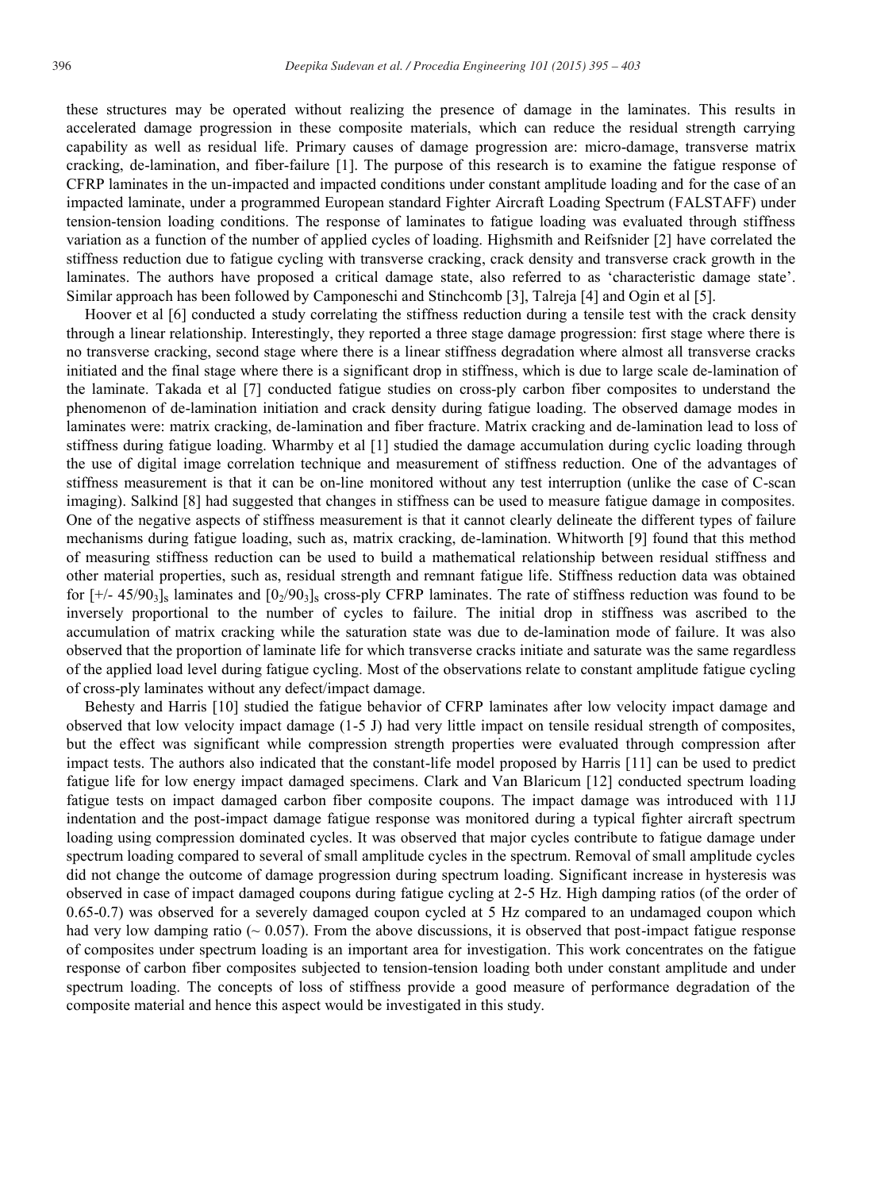these structures may be operated without realizing the presence of damage in the laminates. This results in accelerated damage progression in these composite materials, which can reduce the residual strength carrying capability as well as residual life. Primary causes of damage progression are: micro-damage, transverse matrix cracking, de-lamination, and fiber-failure [1]. The purpose of this research is to examine the fatigue response of CFRP laminates in the un-impacted and impacted conditions under constant amplitude loading and for the case of an impacted laminate, under a programmed European standard Fighter Aircraft Loading Spectrum (FALSTAFF) under tension-tension loading conditions. The response of laminates to fatigue loading was evaluated through stiffness variation as a function of the number of applied cycles of loading. Highsmith and Reifsnider [2] have correlated the stiffness reduction due to fatigue cycling with transverse cracking, crack density and transverse crack growth in the laminates. The authors have proposed a critical damage state, also referred to as 'characteristic damage state'. Similar approach has been followed by Camponeschi and Stinchcomb [3], Talreja [4] and Ogin et al [5].

Hoover et al [6] conducted a study correlating the stiffness reduction during a tensile test with the crack density through a linear relationship. Interestingly, they reported a three stage damage progression: first stage where there is no transverse cracking, second stage where there is a linear stiffness degradation where almost all transverse cracks initiated and the final stage where there is a significant drop in stiffness, which is due to large scale de-lamination of the laminate. Takada et al [7] conducted fatigue studies on cross-ply carbon fiber composites to understand the phenomenon of de-lamination initiation and crack density during fatigue loading. The observed damage modes in laminates were: matrix cracking, de-lamination and fiber fracture. Matrix cracking and de-lamination lead to loss of stiffness during fatigue loading. Wharmby et al [1] studied the damage accumulation during cyclic loading through the use of digital image correlation technique and measurement of stiffness reduction. One of the advantages of stiffness measurement is that it can be on-line monitored without any test interruption (unlike the case of C-scan imaging). Salkind [8] had suggested that changes in stiffness can be used to measure fatigue damage in composites. One of the negative aspects of stiffness measurement is that it cannot clearly delineate the different types of failure mechanisms during fatigue loading, such as, matrix cracking, de-lamination. Whitworth [9] found that this method of measuring stiffness reduction can be used to build a mathematical relationship between residual stiffness and other material properties, such as, residual strength and remnant fatigue life. Stiffness reduction data was obtained for $[+/- 45/90_3]_s$ laminates and $[0_2/90_3]_s$ cross-ply CFRP laminates. The rate of stiffness reduction was found to be inversely proportional to the number of cycles to failure. The initial drop in stiffness was ascribed to the accumulation of matrix cracking while the saturation state was due to de-lamination mode of failure. It was also observed that the proportion of laminate life for which transverse cracks initiate and saturate was the same regardless of the applied load level during fatigue cycling. Most of the observations relate to constant amplitude fatigue cycling of cross-ply laminates without any defect/impact damage.

Behesty and Harris [10] studied the fatigue behavior of CFRP laminates after low velocity impact damage and observed that low velocity impact damage (1-5 J) had very little impact on tensile residual strength of composites, but the effect was significant while compression strength properties were evaluated through compression after impact tests. The authors also indicated that the constant-life model proposed by Harris [11] can be used to predict fatigue life for low energy impact damaged specimens. Clark and Van Blaricum [12] conducted spectrum loading fatigue tests on impact damaged carbon fiber composite coupons. The impact damage was introduced with 11J indentation and the post-impact damage fatigue response was monitored during a typical fighter aircraft spectrum loading using compression dominated cycles. It was observed that major cycles contribute to fatigue damage under spectrum loading compared to several of small amplitude cycles in the spectrum. Removal of small amplitude cycles did not change the outcome of damage progression during spectrum loading. Significant increase in hysteresis was observed in case of impact damaged coupons during fatigue cycling at 2-5 Hz. High damping ratios (of the order of 0.65-0.7) was observed for a severely damaged coupon cycled at 5 Hz compared to an undamaged coupon which had very low damping ratio (~ 0.057). From the above discussions, it is observed that post-impact fatigue response of composites under spectrum loading is an important area for investigation. This work concentrates on the fatigue response of carbon fiber composites subjected to tension-tension loading both under constant amplitude and under spectrum loading. The concepts of loss of stiffness provide a good measure of performance degradation of the composite material and hence this aspect would be investigated in this study.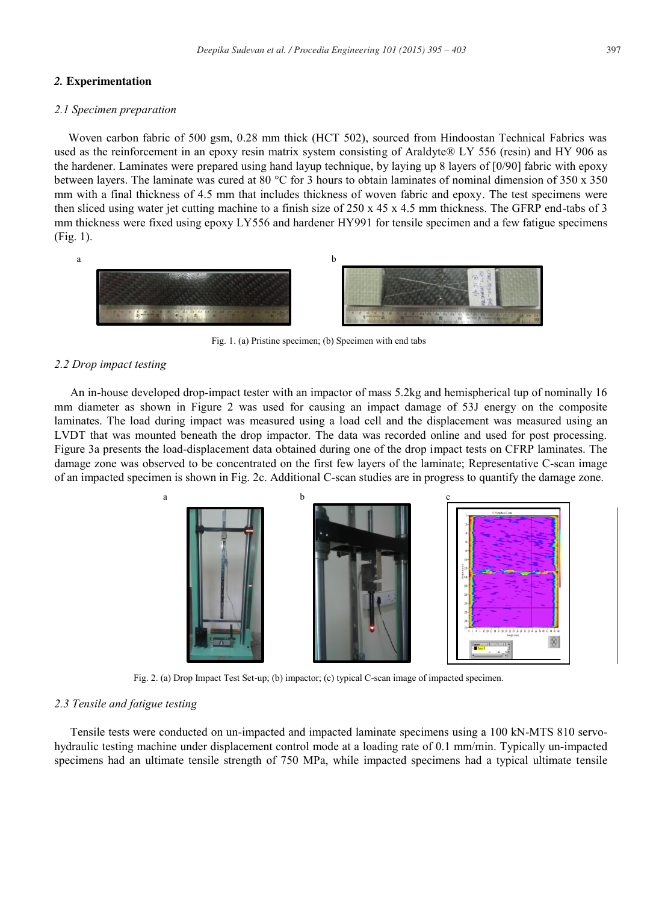## 2. Experimentation

### 2.1 Specimen preparation

Woven carbon fabric of 500 gsm, 0.28 mm thick (HCT 502), sourced from Hindoostan Technical Fabrics was used as the reinforcement in an epoxy resin matrix system consisting of Araldyte® LY 556 (resin) and HY 906 as the hardener. Laminates were prepared using hand layup technique, by laying up 8 layers of [0/90] fabric with epoxy between layers. The laminate was cured at 80 °C for 3 hours to obtain laminates of nominal dimension of 350 x 350 mm with a final thickness of 4.5 mm that includes thickness of woven fabric and epoxy. The test specimens were then sliced using water jet cutting machine to a finish size of 250 x 45 x 4.5 mm thickness. The GFRP end-tabs of 3 mm thickness were fixed using epoxy LY556 and hardener HY991 for tensile specimen and a few fatigue specimens (Fig. 1).

Fig. 1. (a) Pristine specimen; (b) Specimen with end tabs

### 2.2 Drop impact testing

An in-house developed drop-impact tester with an impactor of mass 5.2kg and hemispherical tup of nominally 16 mm diameter as shown in Figure 2 was used for causing an impact damage of 53J energy on the composite laminates. The load during impact was measured using a load cell and the displacement was measured using an LVDT that was mounted beneath the drop impactor. The data was recorded online and used for post processing. Figure 3a presents the load-displacement data obtained during one of the drop impact tests on CFRP laminates. The damage zone was observed to be concentrated on the first few layers of the laminate; Representative C-scan image of an impacted specimen is shown in Fig. 2c. Additional C-scan studies are in progress to quantify the damage zone.

Fig. 2. (a) Drop Impact Test Set-up; (b) impactor; (c) typical C-scan image of impacted specimen.

### 2.3 Tensile and fatigue testing

Tensile tests were conducted on un-impacted and impacted laminate specimens using a 100 kN-MTS 810 servo-hydraulic testing machine under displacement control mode at a loading rate of 0.1 mm/min. Typically un-impacted specimens had an ultimate tensile strength of 750 MPa, while impacted specimens had a typical ultimate tensile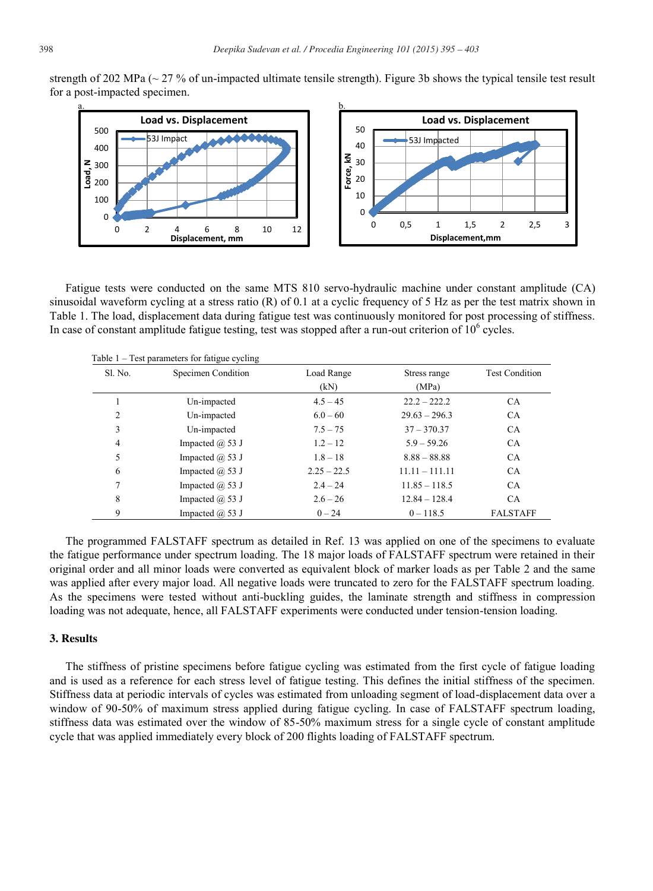strength of 202 MPa (~ 27 % of un-impacted ultimate tensile strength). Figure 3b shows the typical tensile test result for a post-impacted specimen.

Fatigue tests were conducted on the same MTS 810 servo-hydraulic machine under constant amplitude (CA) sinusoidal waveform cycling at a stress ratio (R) of 0.1 at a cyclic frequency of 5 Hz as per the test matrix shown in Table 1. The load, displacement data during fatigue test was continuously monitored for post processing of stiffness. In case of constant amplitude fatigue testing, test was stopped after a run-out criterion of $10^6$ cycles.

Table 1 – Test parameters for fatigue cycling

| Sl. No. | Specimen Condition | Load Range (kN) | Stress range (MPa) | Test Condition |
|---|---|---|---|---|
| 1 | Un-impacted | 4.5 – 45 | 22.2 – 222.2 | CA |
| 2 | Un-impacted | 6.0 – 60 | 29.63 – 296.3 | CA |
| 3 | Un-impacted | 7.5 – 75 | 37 – 370.37 | CA |
| 4 | Impacted @ 53 J | 1.2 – 12 | 5.9 – 59.26 | CA |
| 5 | Impacted @ 53 J | 1.8 – 18 | 8.88 – 88.88 | CA |
| 6 | Impacted @ 53 J | 2.25 – 22.5 | 11.11 – 111.11 | CA |
| 7 | Impacted @ 53 J | 2.4 – 24 | 11.85 – 118.5 | CA |
| 8 | Impacted @ 53 J | 2.6 – 26 | 12.84 – 128.4 | CA |
| 9 | Impacted @ 53 J | 0 – 24 | 0 – 118.5 | FALSTAFF |

The programmed FALSTAFF spectrum as detailed in Ref. 13 was applied on one of the specimens to evaluate the fatigue performance under spectrum loading. The 18 major loads of FALSTAFF spectrum were retained in their original order and all minor loads were converted as equivalent block of marker loads as per Table 2 and the same was applied after every major load. All negative loads were truncated to zero for the FALSTAFF spectrum loading. As the specimens were tested without anti-buckling guides, the laminate strength and stiffness in compression loading was not adequate, hence, all FALSTAFF experiments were conducted under tension-tension loading.

### 3. Results

The stiffness of pristine specimens before fatigue cycling was estimated from the first cycle of fatigue loading and is used as a reference for each stress level of fatigue testing. This defines the initial stiffness of the specimen. Stiffness data at periodic intervals of cycles was estimated from unloading segment of load-displacement data over a window of 90-50% of maximum stress applied during fatigue cycling. In case of FALSTAFF spectrum loading, stiffness data was estimated over the window of 85-50% maximum stress for a single cycle of constant amplitude cycle that was applied immediately every block of 200 flights loading of FALSTAFF spectrum.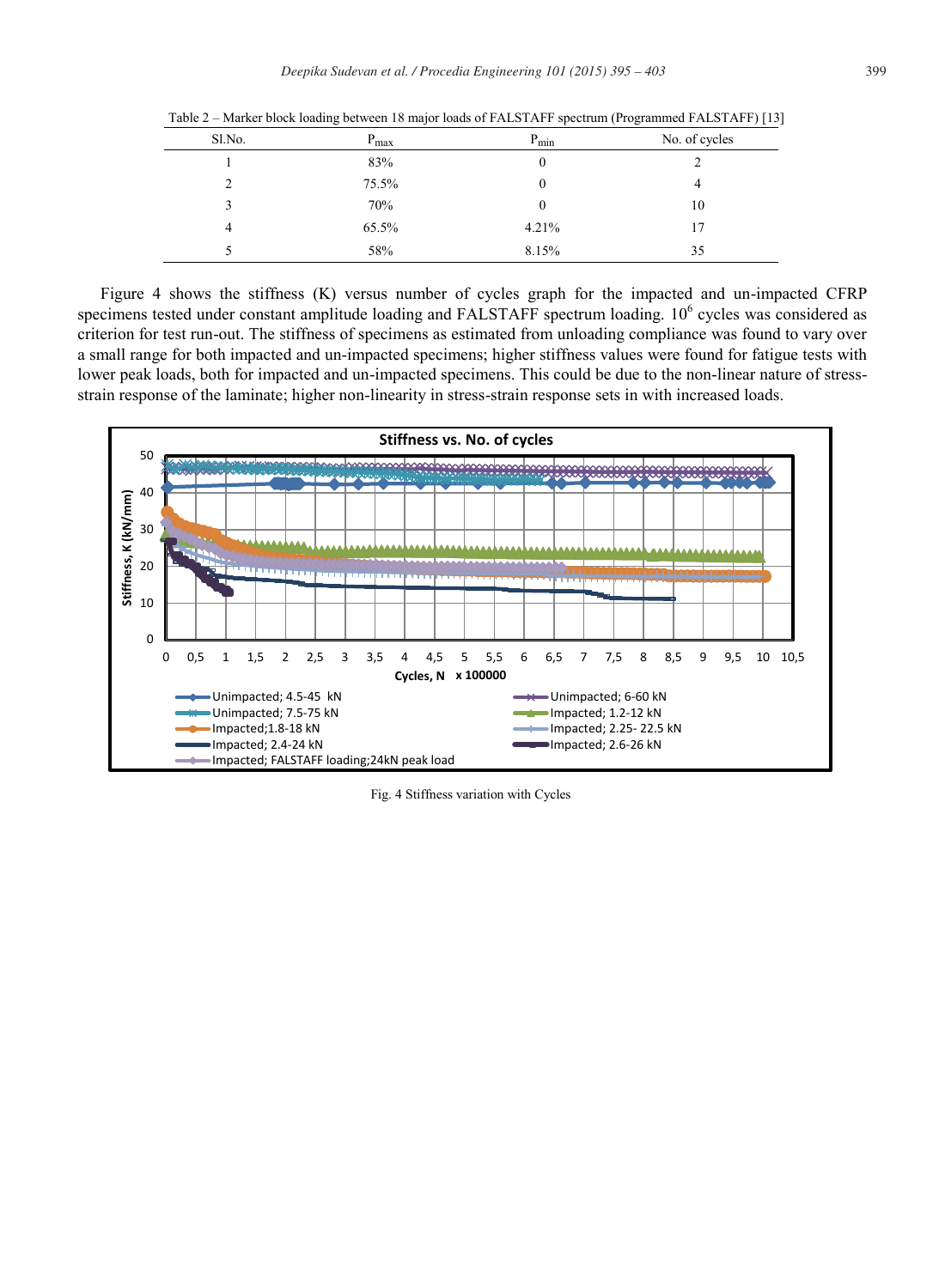Table 2 – Marker block loading between 18 major loads of FALSTAFF spectrum (Programmed FALSTAFF) [13]

| Sl.No. | $P_{max}$ | $P_{min}$ | No. of cycles |
|---|---|---|---|
| 1 | 83% | 0 | 2 |
| 2 | 75.5% | 0 | 4 |
| 3 | 70% | 0 | 10 |
| 4 | 65.5% | 4.21% | 17 |
| 5 | 58% | 8.15% | 35 |

Figure 4 shows the stiffness (K) versus number of cycles graph for the impacted and un-impacted CFRP specimens tested under constant amplitude loading and FALSTAFF spectrum loading. $10^6$ cycles was considered as criterion for test run-out. The stiffness of specimens as estimated from unloading compliance was found to vary over a small range for both impacted and un-impacted specimens; higher stiffness values were found for fatigue tests with lower peak loads, both for impacted and un-impacted specimens. This could be due to the non-linear nature of stress-strain response of the laminate; higher non-linearity in stress-strain response sets in with increased loads.

Fig. 4 Stiffness variation with Cycles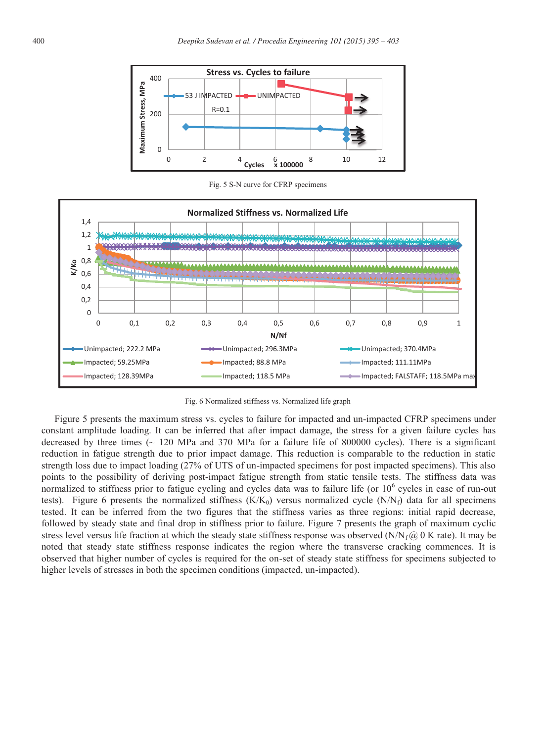Fig. 5 S-N curve for CFRP specimens

Fig. 6 Normalized stiffness vs. Normalized life graph

Figure 5 presents the maximum stress vs. cycles to failure for impacted and un-impacted CFRP specimens under constant amplitude loading. It can be inferred that after impact damage, the stress for a given failure cycles has decreased by three times (~ 120 MPa and 370 MPa for a failure life of 800000 cycles). There is a significant reduction in fatigue strength due to prior impact damage. This reduction is comparable to the reduction in static strength loss due to impact loading (27% of UTS of un-impacted specimens for post impacted specimens). This also points to the possibility of deriving post-impact fatigue strength from static tensile tests. The stiffness data was normalized to stiffness prior to fatigue cycling and cycles data was to failure life (or $10^6$ cycles in case of run-out tests). Figure 6 presents the normalized stiffness ($K/K_0$) versus normalized cycle ($N/N_f$) data for all specimens tested. It can be inferred from the two figures that the stiffness varies as three regions: initial rapid decrease, followed by steady state and final drop in stiffness prior to failure. Figure 7 presents the graph of maximum cyclic stress level versus life fraction at which the steady state stiffness response was observed ($N/N_f$ @ 0 K rate). It may be noted that steady state stiffness response indicates the region where the transverse cracking commences. It is observed that higher number of cycles is required for the on-set of steady state stiffness for specimens subjected to higher levels of stresses in both the specimen conditions (impacted, un-impacted).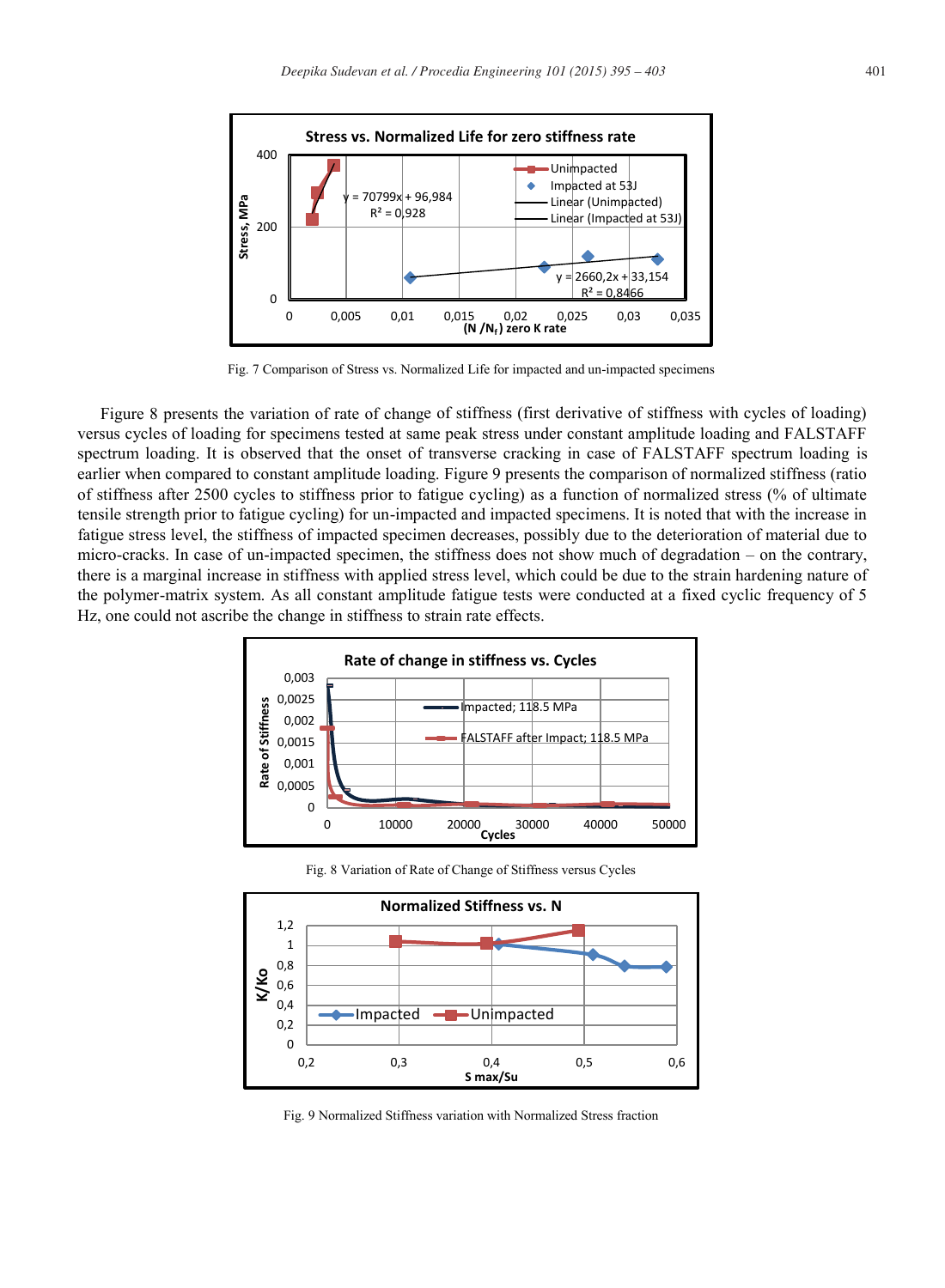Fig. 7 Comparison of Stress vs. Normalized Life for impacted and un-impacted specimens

Figure 8 presents the variation of rate of change of stiffness (first derivative of stiffness with cycles of loading) versus cycles of loading for specimens tested at same peak stress under constant amplitude loading and FALSTAFF spectrum loading. It is observed that the onset of transverse cracking in case of FALSTAFF spectrum loading is earlier when compared to constant amplitude loading. Figure 9 presents the comparison of normalized stiffness (ratio of stiffness after 2500 cycles to stiffness prior to fatigue cycling) as a function of normalized stress (% of ultimate tensile strength prior to fatigue cycling) for un-impacted and impacted specimens. It is noted that with the increase in fatigue stress level, the stiffness of impacted specimen decreases, possibly due to the deterioration of material due to micro-cracks. In case of un-impacted specimen, the stiffness does not show much of degradation – on the contrary, there is a marginal increase in stiffness with applied stress level, which could be due to the strain hardening nature of the polymer-matrix system. As all constant amplitude fatigue tests were conducted at a fixed cyclic frequency of 5 Hz, one could not ascribe the change in stiffness to strain rate effects.

Fig. 8 Variation of Rate of Change of Stiffness versus Cycles

Fig. 9 Normalized Stiffness variation with Normalized Stress fraction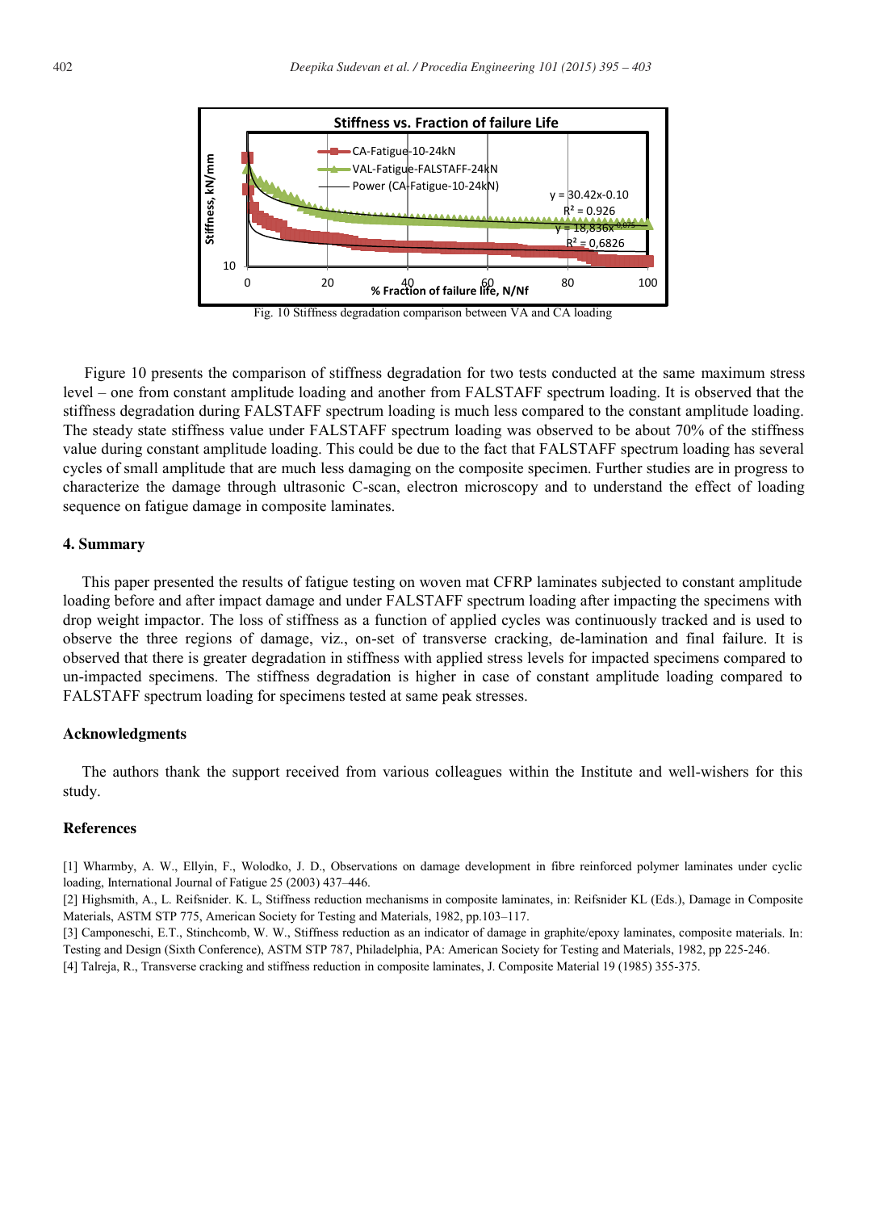Stiffness vs. Fraction of failure Life

CA-Fatigue-10-24kN

VAL-Fatigue-FALSTAFF-24kN

Power (CA-Fatigue-10-24kN)

$y = 30.42x^{-0.10}$

$R^2 = 0.926$

$y = 18,836x^{-0.075}$

$R^2 = 0,6826$

Stiffness, kN/mm

10

0 20 40 60 80 100

% Fraction of failure life, N/Nf

Fig. 10 Stiffness degradation comparison between VA and CA loading

Figure 10 presents the comparison of stiffness degradation for two tests conducted at the same maximum stress level – one from constant amplitude loading and another from FALSTAFF spectrum loading. It is observed that the stiffness degradation during FALSTAFF spectrum loading is much less compared to the constant amplitude loading. The steady state stiffness value under FALSTAFF spectrum loading was observed to be about 70% of the stiffness value during constant amplitude loading. This could be due to the fact that FALSTAFF spectrum loading has several cycles of small amplitude that are much less damaging on the composite specimen. Further studies are in progress to characterize the damage through ultrasonic C-scan, electron microscopy and to understand the effect of loading sequence on fatigue damage in composite laminates.

## 4. Summary

This paper presented the results of fatigue testing on woven mat CFRP laminates subjected to constant amplitude loading before and after impact damage and under FALSTAFF spectrum loading after impacting the specimens with drop weight impactor. The loss of stiffness as a function of applied cycles was continuously tracked and is used to observe the three regions of damage, viz., on-set of transverse cracking, de-lamination and final failure. It is observed that there is greater degradation in stiffness with applied stress levels for impacted specimens compared to un-impacted specimens. The stiffness degradation is higher in case of constant amplitude loading compared to FALSTAFF spectrum loading for specimens tested at same peak stresses.

## Acknowledgments

The authors thank the support received from various colleagues within the Institute and well-wishers for this study.

## References

[1] Wharmby, A. W., Ellyin, F., Wolodko, J. D., Observations on damage development in fibre reinforced polymer laminates under cyclic loading, International Journal of Fatigue 25 (2003) 437–446.

[2] Highsmith, A., L. Reifsnider. K. L, Stiffness reduction mechanisms in composite laminates, in: Reifsnider KL (Eds.), Damage in Composite Materials, ASTM STP 775, American Society for Testing and Materials, 1982, pp.103–117.

[3] Camponeschi, E.T., Stinchcomb, W. W., Stiffness reduction as an indicator of damage in graphite/epoxy laminates, composite materials. In: Testing and Design (Sixth Conference), ASTM STP 787, Philadelphia, PA: American Society for Testing and Materials, 1982, pp 225-246.

[4] Talreja, R., Transverse cracking and stiffness reduction in composite laminates, J. Composite Material 19 (1985) 355-375.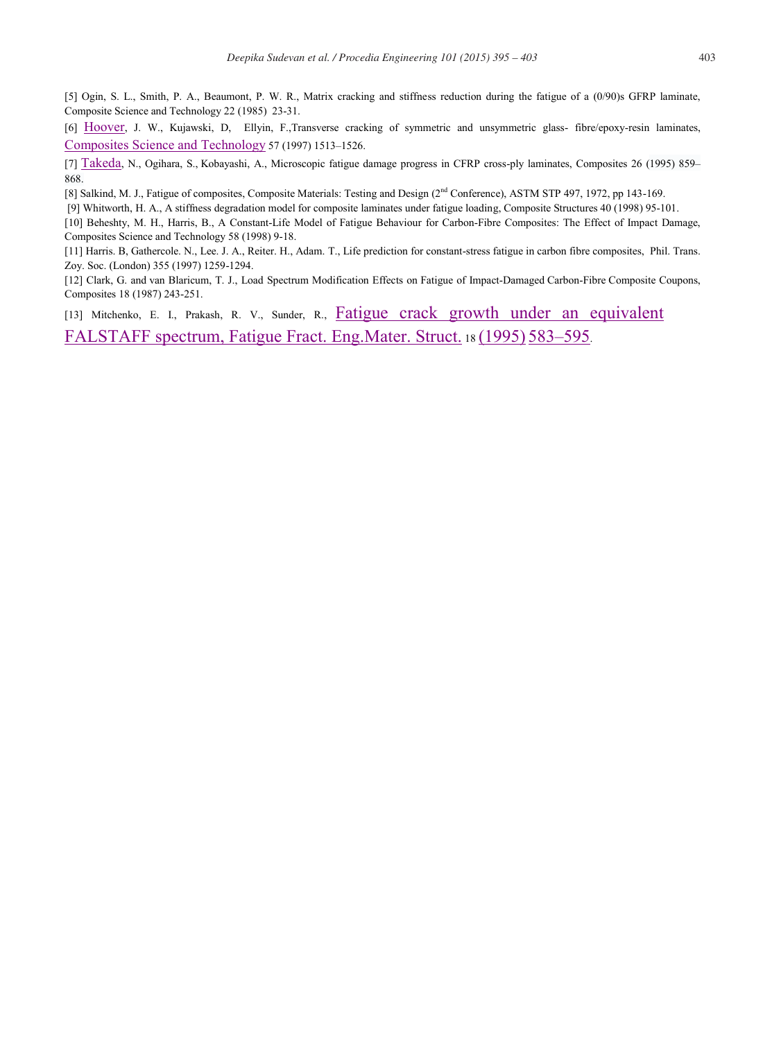[5] Ogin, S. L., Smith, P. A., Beaumont, P. W. R., Matrix cracking and stiffness reduction during the fatigue of a (0/90)s GFRP laminate, Composite Science and Technology 22 (1985) 23-31.

[6] Hoover, J. W., Kujawski, D, Ellyin, F.,Transverse cracking of symmetric and unsymmetric glass- fibre/epoxy-resin laminates, Composites Science and Technology 57 (1997) 1513–1526.

[7] Takeda, N., Ogihara, S., Kobayashi, A., Microscopic fatigue damage progress in CFRP cross-ply laminates, Composites 26 (1995) 859–868.

[8] Salkind, M. J., Fatigue of composites, Composite Materials: Testing and Design (2nd Conference), ASTM STP 497, 1972, pp 143-169.

[9] Whitworth, H. A., A stiffness degradation model for composite laminates under fatigue loading, Composite Structures 40 (1998) 95-101.

[10] Beheshty, M. H., Harris, B., A Constant-Life Model of Fatigue Behaviour for Carbon-Fibre Composites: The Effect of Impact Damage, Composites Science and Technology 58 (1998) 9-18.

[11] Harris. B, Gathercole. N., Lee. J. A., Reiter. H., Adam. T., Life prediction for constant-stress fatigue in carbon fibre composites, Phil. Trans. Zoy. Soc. (London) 355 (1997) 1259-1294.

[12] Clark, G. and van Blaricum, T. J., Load Spectrum Modification Effects on Fatigue of Impact-Damaged Carbon-Fibre Composite Coupons, Composites 18 (1987) 243-251.

[13] Mitchenko, E. I., Prakash, R. V., Sunder, R., Fatigue crack growth under an equivalent FALSTAFF spectrum, Fatigue Fract. Eng.Mater. Struct. 18 (1995) 583–595.